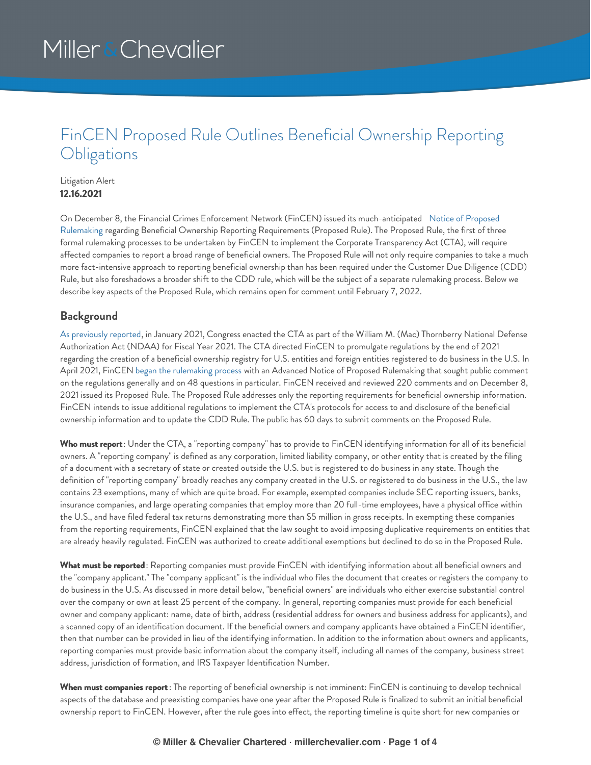# FinCEN Proposed Rule Outlines Beneficial Ownership Reporting Obligations

Litigation Alert
**12.16.2021**

On December 8, the Financial Crimes Enforcement Network (FinCEN) issued its much-anticipated Notice of Proposed Rulemaking regarding Beneficial Ownership Reporting Requirements (Proposed Rule). The Proposed Rule, the first of three formal rulemaking processes to be undertaken by FinCEN to implement the Corporate Transparency Act (CTA), will require affected companies to report a broad range of beneficial owners. The Proposed Rule will not only require companies to take a much more fact-intensive approach to reporting beneficial ownership than has been required under the Customer Due Diligence (CDD) Rule, but also foreshadows a broader shift to the CDD rule, which will be the subject of a separate rulemaking process. Below we describe key aspects of the Proposed Rule, which remains open for comment until February 7, 2022.

## Background

As previously reported, in January 2021, Congress enacted the CTA as part of the William M. (Mac) Thornberry National Defense Authorization Act (NDAA) for Fiscal Year 2021. The CTA directed FinCEN to promulgate regulations by the end of 2021 regarding the creation of a beneficial ownership registry for U.S. entities and foreign entities registered to do business in the U.S. In April 2021, FinCEN began the rulemaking process with an Advanced Notice of Proposed Rulemaking that sought public comment on the regulations generally and on 48 questions in particular. FinCEN received and reviewed 220 comments and on December 8, 2021 issued its Proposed Rule. The Proposed Rule addresses only the reporting requirements for beneficial ownership information. FinCEN intends to issue additional regulations to implement the CTA's protocols for access to and disclosure of the beneficial ownership information and to update the CDD Rule. The public has 60 days to submit comments on the Proposed Rule.

**Who must report**: Under the CTA, a "reporting company" has to provide to FinCEN identifying information for all of its beneficial owners. A "reporting company" is defined as any corporation, limited liability company, or other entity that is created by the filing of a document with a secretary of state or created outside the U.S. but is registered to do business in any state. Though the definition of "reporting company" broadly reaches any company created in the U.S. or registered to do business in the U.S., the law contains 23 exemptions, many of which are quite broad. For example, exempted companies include SEC reporting issuers, banks, insurance companies, and large operating companies that employ more than 20 full-time employees, have a physical office within the U.S., and have filed federal tax returns demonstrating more than $5 million in gross receipts. In exempting these companies from the reporting requirements, FinCEN explained that the law sought to avoid imposing duplicative requirements on entities that are already heavily regulated. FinCEN was authorized to create additional exemptions but declined to do so in the Proposed Rule.

**What must be reported**: Reporting companies must provide FinCEN with identifying information about all beneficial owners and the "company applicant." The "company applicant" is the individual who files the document that creates or registers the company to do business in the U.S. As discussed in more detail below, "beneficial owners" are individuals who either exercise substantial control over the company or own at least 25 percent of the company. In general, reporting companies must provide for each beneficial owner and company applicant: name, date of birth, address (residential address for owners and business address for applicants), and a scanned copy of an identification document. If the beneficial owners and company applicants have obtained a FinCEN identifier, then that number can be provided in lieu of the identifying information. In addition to the information about owners and applicants, reporting companies must provide basic information about the company itself, including all names of the company, business street address, jurisdiction of formation, and IRS Taxpayer Identification Number.

**When must companies report**: The reporting of beneficial ownership is not imminent: FinCEN is continuing to develop technical aspects of the database and preexisting companies have one year after the Proposed Rule is finalized to submit an initial beneficial ownership report to FinCEN. However, after the rule goes into effect, the reporting timeline is quite short for new companies or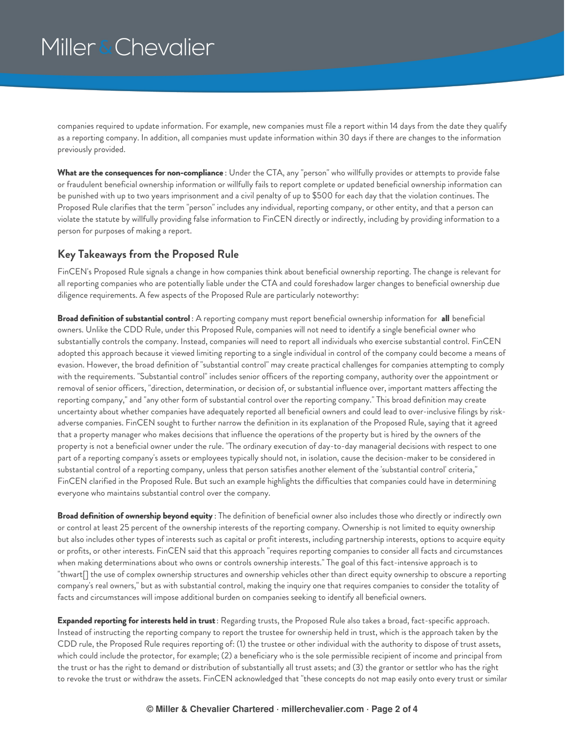companies required to update information. For example, new companies must file a report within 14 days from the date they qualify as a reporting company. In addition, all companies must update information within 30 days if there are changes to the information previously provided.

**What are the consequences for non-compliance** : Under the CTA, any "person" who willfully provides or attempts to provide false or fraudulent beneficial ownership information or willfully fails to report complete or updated beneficial ownership information can be punished with up to two years imprisonment and a civil penalty of up to $500 for each day that the violation continues. The Proposed Rule clarifies that the term "person" includes any individual, reporting company, or other entity, and that a person can violate the statute by willfully providing false information to FinCEN directly or indirectly, including by providing information to a person for purposes of making a report.

## Key Takeaways from the Proposed Rule

FinCEN's Proposed Rule signals a change in how companies think about beneficial ownership reporting. The change is relevant for all reporting companies who are potentially liable under the CTA and could foreshadow larger changes to beneficial ownership due diligence requirements. A few aspects of the Proposed Rule are particularly noteworthy:

**Broad definition of substantial control** : A reporting company must report beneficial ownership information for **all** beneficial owners. Unlike the CDD Rule, under this Proposed Rule, companies will not need to identify a single beneficial owner who substantially controls the company. Instead, companies will need to report all individuals who exercise substantial control. FinCEN adopted this approach because it viewed limiting reporting to a single individual in control of the company could become a means of evasion. However, the broad definition of "substantial control" may create practical challenges for companies attempting to comply with the requirements. "Substantial control" includes senior officers of the reporting company, authority over the appointment or removal of senior officers, "direction, determination, or decision of, or substantial influence over, important matters affecting the reporting company," and "any other form of substantial control over the reporting company." This broad definition may create uncertainty about whether companies have adequately reported all beneficial owners and could lead to over-inclusive filings by risk-adverse companies. FinCEN sought to further narrow the definition in its explanation of the Proposed Rule, saying that it agreed that a property manager who makes decisions that influence the operations of the property but is hired by the owners of the property is not a beneficial owner under the rule. "The ordinary execution of day-to-day managerial decisions with respect to one part of a reporting company's assets or employees typically should not, in isolation, cause the decision-maker to be considered in substantial control of a reporting company, unless that person satisfies another element of the 'substantial control' criteria," FinCEN clarified in the Proposed Rule. But such an example highlights the difficulties that companies could have in determining everyone who maintains substantial control over the company.

**Broad definition of ownership beyond equity** : The definition of beneficial owner also includes those who directly or indirectly own or control at least 25 percent of the ownership interests of the reporting company. Ownership is not limited to equity ownership but also includes other types of interests such as capital or profit interests, including partnership interests, options to acquire equity or profits, or other interests. FinCEN said that this approach "requires reporting companies to consider all facts and circumstances when making determinations about who owns or controls ownership interests." The goal of this fact-intensive approach is to "thwart[] the use of complex ownership structures and ownership vehicles other than direct equity ownership to obscure a reporting company's real owners," but as with substantial control, making the inquiry one that requires companies to consider the totality of facts and circumstances will impose additional burden on companies seeking to identify all beneficial owners.

**Expanded reporting for interests held in trust** : Regarding trusts, the Proposed Rule also takes a broad, fact-specific approach. Instead of instructing the reporting company to report the trustee for ownership held in trust, which is the approach taken by the CDD rule, the Proposed Rule requires reporting of: (1) the trustee or other individual with the authority to dispose of trust assets, which could include the protector, for example; (2) a beneficiary who is the sole permissible recipient of income and principal from the trust or has the right to demand or distribution of substantially all trust assets; and (3) the grantor or settlor who has the right to revoke the trust or withdraw the assets. FinCEN acknowledged that "these concepts do not map easily onto every trust or similar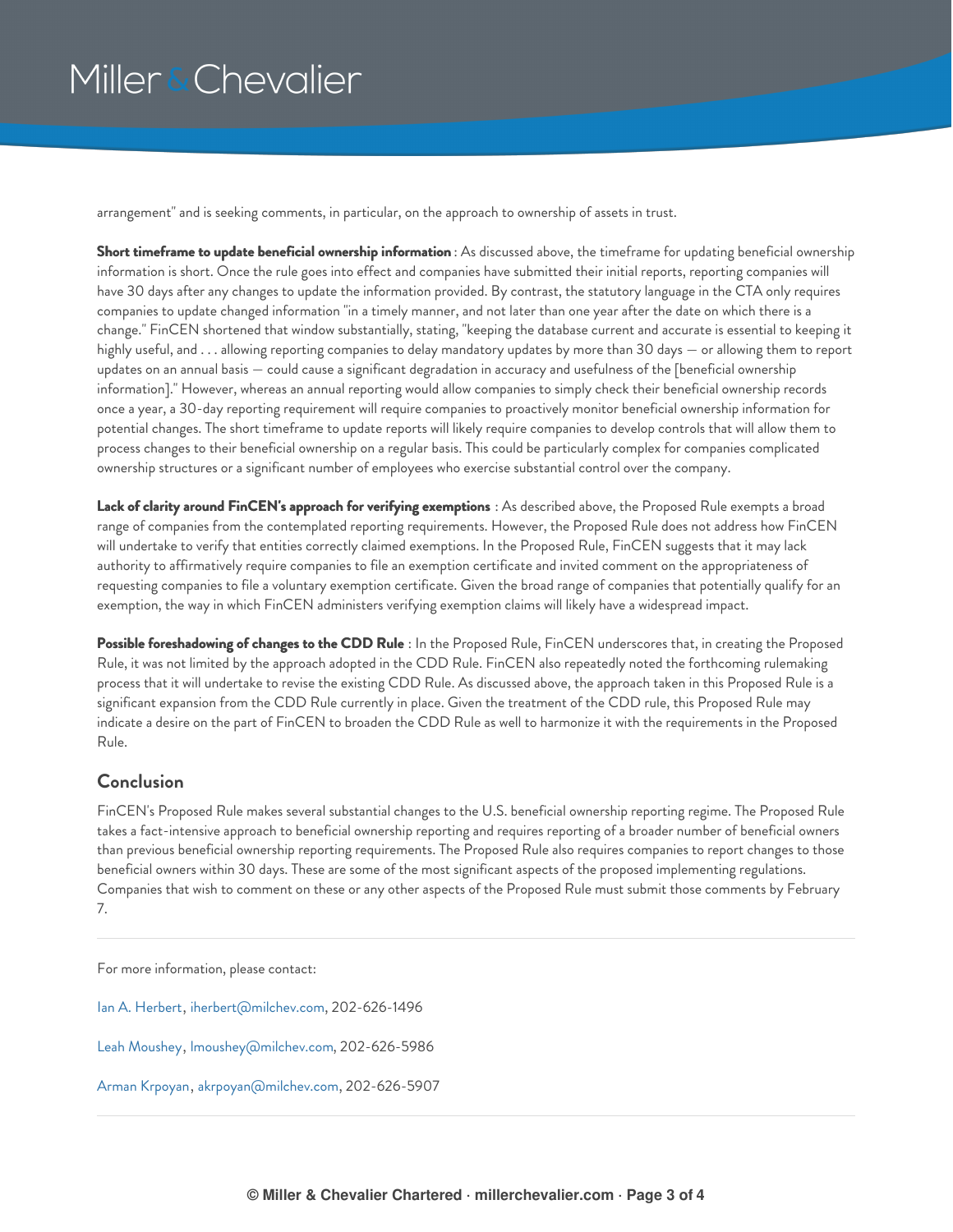arrangement" and is seeking comments, in particular, on the approach to ownership of assets in trust.

**Short timeframe to update beneficial ownership information**: As discussed above, the timeframe for updating beneficial ownership information is short. Once the rule goes into effect and companies have submitted their initial reports, reporting companies will have 30 days after any changes to update the information provided. By contrast, the statutory language in the CTA only requires companies to update changed information "in a timely manner, and not later than one year after the date on which there is a change." FinCEN shortened that window substantially, stating, "keeping the database current and accurate is essential to keeping it highly useful, and . . . allowing reporting companies to delay mandatory updates by more than 30 days — or allowing them to report updates on an annual basis — could cause a significant degradation in accuracy and usefulness of the [beneficial ownership information]." However, whereas an annual reporting would allow companies to simply check their beneficial ownership records once a year, a 30-day reporting requirement will require companies to proactively monitor beneficial ownership information for potential changes. The short timeframe to update reports will likely require companies to develop controls that will allow them to process changes to their beneficial ownership on a regular basis. This could be particularly complex for companies complicated ownership structures or a significant number of employees who exercise substantial control over the company.

**Lack of clarity around FinCEN's approach for verifying exemptions**: As described above, the Proposed Rule exempts a broad range of companies from the contemplated reporting requirements. However, the Proposed Rule does not address how FinCEN will undertake to verify that entities correctly claimed exemptions. In the Proposed Rule, FinCEN suggests that it may lack authority to affirmatively require companies to file an exemption certificate and invited comment on the appropriateness of requesting companies to file a voluntary exemption certificate. Given the broad range of companies that potentially qualify for an exemption, the way in which FinCEN administers verifying exemption claims will likely have a widespread impact.

**Possible foreshadowing of changes to the CDD Rule**: In the Proposed Rule, FinCEN underscores that, in creating the Proposed Rule, it was not limited by the approach adopted in the CDD Rule. FinCEN also repeatedly noted the forthcoming rulemaking process that it will undertake to revise the existing CDD Rule. As discussed above, the approach taken in this Proposed Rule is a significant expansion from the CDD Rule currently in place. Given the treatment of the CDD rule, this Proposed Rule may indicate a desire on the part of FinCEN to broaden the CDD Rule as well to harmonize it with the requirements in the Proposed Rule.

## Conclusion

FinCEN's Proposed Rule makes several substantial changes to the U.S. beneficial ownership reporting regime. The Proposed Rule takes a fact-intensive approach to beneficial ownership reporting and requires reporting of a broader number of beneficial owners than previous beneficial ownership reporting requirements. The Proposed Rule also requires companies to report changes to those beneficial owners within 30 days. These are some of the most significant aspects of the proposed implementing regulations. Companies that wish to comment on these or any other aspects of the Proposed Rule must submit those comments by February 7.

---

For more information, please contact:

Ian A. Herbert, iherbert@milchev.com, 202-626-1496

Leah Moushey, lmoushey@milchev.com, 202-626-5986

Arman Krpoyan, akrpoyan@milchev.com, 202-626-5907

---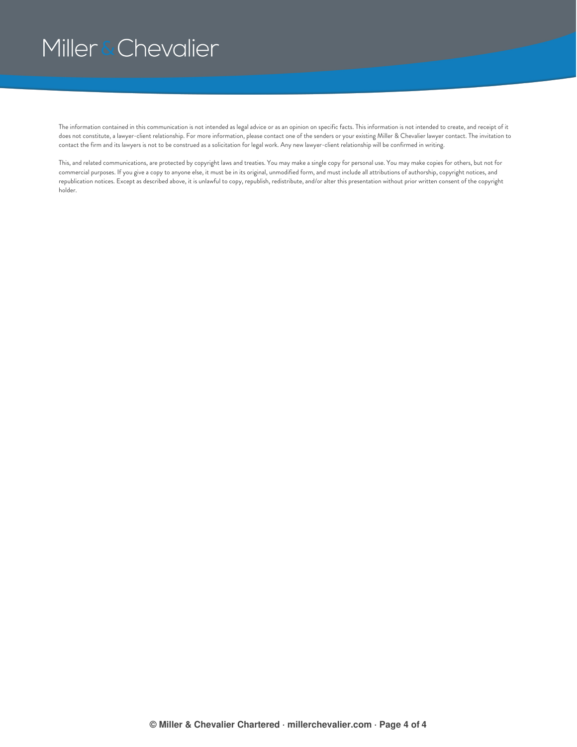The information contained in this communication is not intended as legal advice or as an opinion on specific facts. This information is not intended to create, and receipt of it does not constitute, a lawyer-client relationship. For more information, please contact one of the senders or your existing Miller & Chevalier lawyer contact. The invitation to contact the firm and its lawyers is not to be construed as a solicitation for legal work. Any new lawyer-client relationship will be confirmed in writing.

This, and related communications, are protected by copyright laws and treaties. You may make a single copy for personal use. You may make copies for others, but not for commercial purposes. If you give a copy to anyone else, it must be in its original, unmodified form, and must include all attributions of authorship, copyright notices, and republication notices. Except as described above, it is unlawful to copy, republish, redistribute, and/or alter this presentation without prior written consent of the copyright holder.